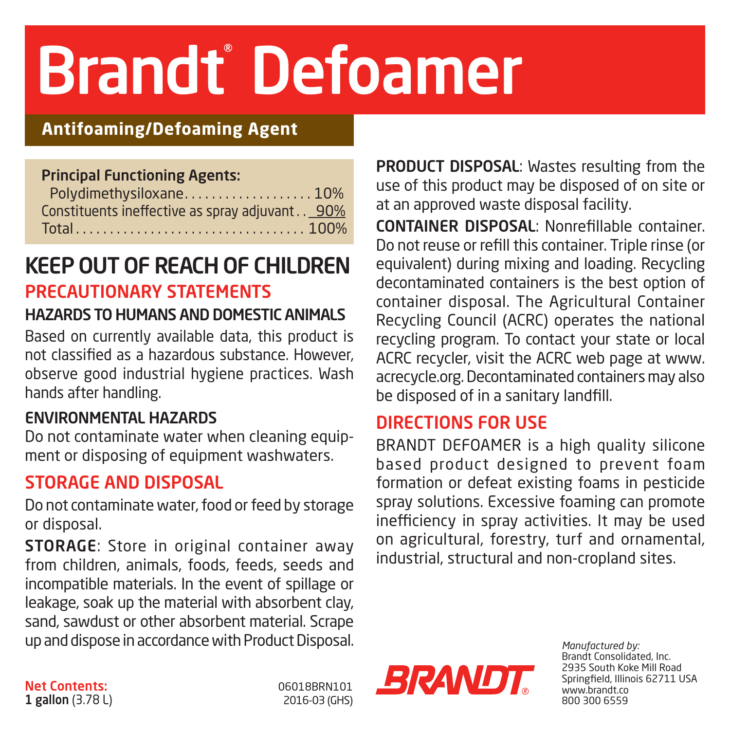# Brandt® Defoamer

**Antifoaming/Defoaming Agent**

**Principal Functioning Agents:**

| | |
|---|---|
| Polydimethysiloxane | 10% |
| Constituents ineffective as spray adjuvant | 90% |
| Total | 100% |

## KEEP OUT OF REACH OF CHILDREN

## PRECAUTIONARY STATEMENTS

### HAZARDS TO HUMANS AND DOMESTIC ANIMALS

Based on currently available data, this product is not classified as a hazardous substance. However, observe good industrial hygiene practices. Wash hands after handling.

### ENVIRONMENTAL HAZARDS

Do not contaminate water when cleaning equipment or disposing of equipment washwaters.

## STORAGE AND DISPOSAL

Do not contaminate water, food or feed by storage or disposal.

**STORAGE**: Store in original container away from children, animals, foods, feeds, seeds and incompatible materials. In the event of spillage or leakage, soak up the material with absorbent clay, sand, sawdust or other absorbent material. Scrape up and dispose in accordance with Product Disposal.

**PRODUCT DISPOSAL**: Wastes resulting from the use of this product may be disposed of on site or at an approved waste disposal facility.

**CONTAINER DISPOSAL**: Nonrefillable container. Do not reuse or refill this container. Triple rinse (or equivalent) during mixing and loading. Recycling decontaminated containers is the best option of container disposal. The Agricultural Container Recycling Council (ACRC) operates the national recycling program. To contact your state or local ACRC recycler, visit the ACRC web page at www.acrecycle.org. Decontaminated containers may also be disposed of in a sanitary landfill.

## DIRECTIONS FOR USE

BRANDT DEFOAMER is a high quality silicone based product designed to prevent foam formation or defeat existing foams in pesticide spray solutions. Excessive foaming can promote inefficiency in spray activities. It may be used on agricultural, forestry, turf and ornamental, industrial, structural and non-cropland sites.

**Net Contents:**
**1 gallon** (3.78 L)

06018BRN101
2016-03 (GHS)

BRANDT®

*Manufactured by:*
Brandt Consolidated, Inc.
2935 South Koke Mill Road
Springfield, Illinois 62711 USA
www.brandt.co
800 300 6559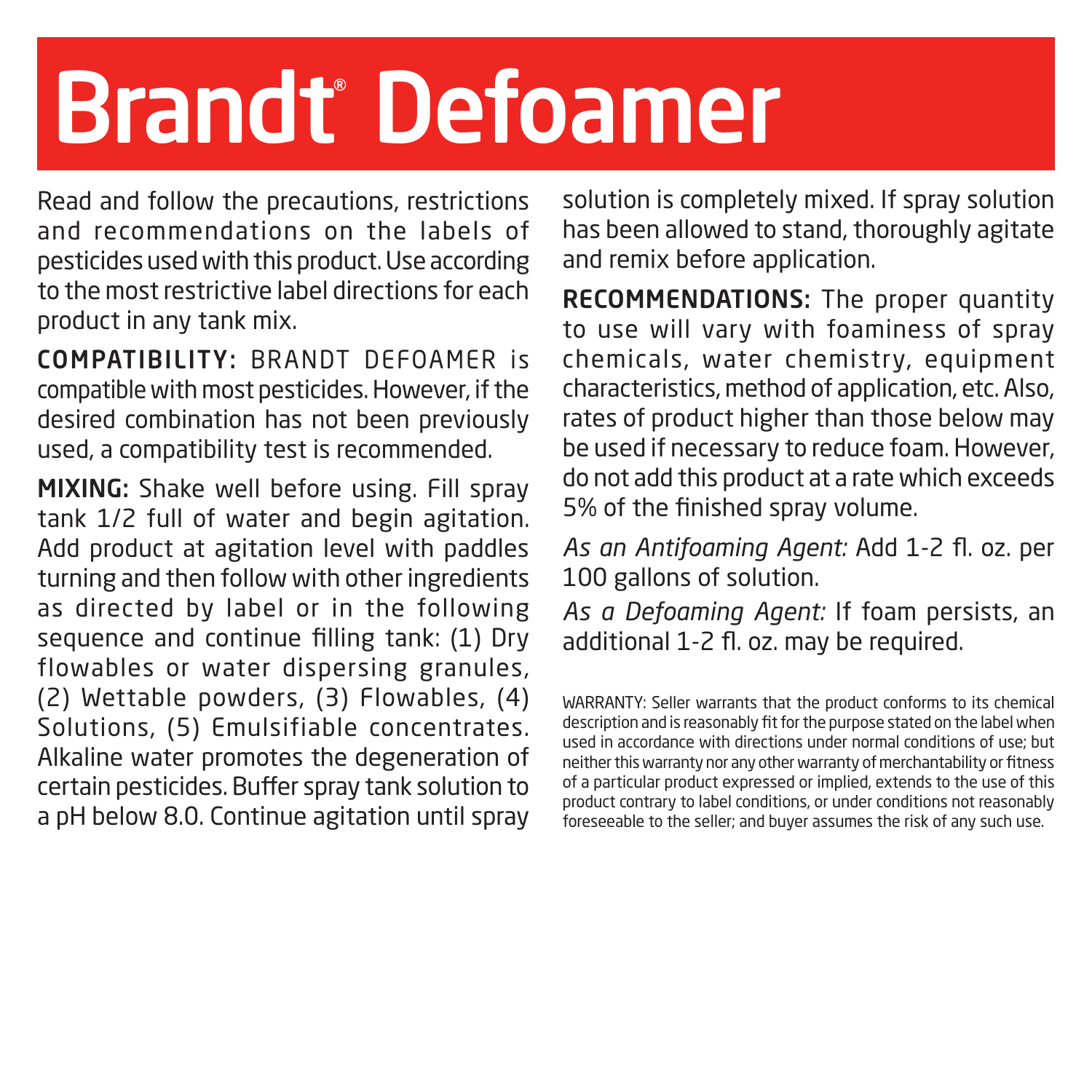# Brandt® Defoamer

Read and follow the precautions, restrictions and recommendations on the labels of pesticides used with this product. Use according to the most restrictive label directions for each product in any tank mix.

**COMPATIBILITY:** BRANDT DEFOAMER is compatible with most pesticides. However, if the desired combination has not been previously used, a compatibility test is recommended.

**MIXING:** Shake well before using. Fill spray tank 1/2 full of water and begin agitation. Add product at agitation level with paddles turning and then follow with other ingredients as directed by label or in the following sequence and continue filling tank: (1) Dry flowables or water dispersing granules, (2) Wettable powders, (3) Flowables, (4) Solutions, (5) Emulsifiable concentrates. Alkaline water promotes the degeneration of certain pesticides. Buffer spray tank solution to a pH below 8.0. Continue agitation until spray solution is completely mixed. If spray solution has been allowed to stand, thoroughly agitate and remix before application.

**RECOMMENDATIONS:** The proper quantity to use will vary with foaminess of spray chemicals, water chemistry, equipment characteristics, method of application, etc. Also, rates of product higher than those below may be used if necessary to reduce foam. However, do not add this product at a rate which exceeds 5% of the finished spray volume.

*As an Antifoaming Agent:* Add 1-2 fl. oz. per 100 gallons of solution.

*As a Defoaming Agent:* If foam persists, an additional 1-2 fl. oz. may be required.

WARRANTY: Seller warrants that the product conforms to its chemical description and is reasonably fit for the purpose stated on the label when used in accordance with directions under normal conditions of use; but neither this warranty nor any other warranty of merchantability or fitness of a particular product expressed or implied, extends to the use of this product contrary to label conditions, or under conditions not reasonably foreseeable to the seller; and buyer assumes the risk of any such use.